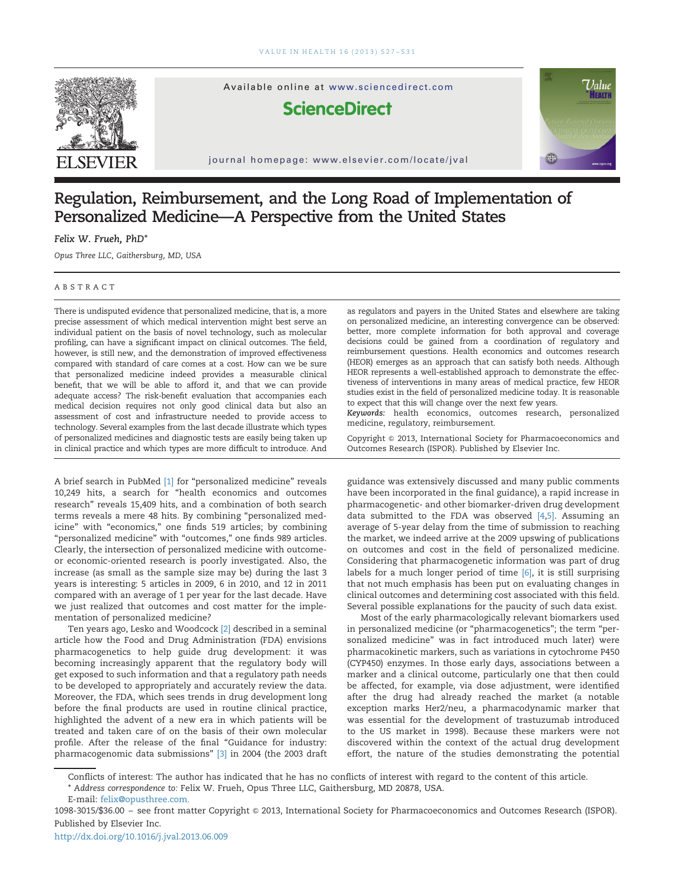# Regulation, Reimbursement, and the Long Road of Implementation of Personalized Medicine—A Perspective from the United States

*Felix W. Frueh, PhD**

*Opus Three LLC, Gaithersburg, MD, USA*

## ABSTRACT

There is undisputed evidence that personalized medicine, that is, a more precise assessment of which medical intervention might best serve an individual patient on the basis of novel technology, such as molecular profiling, can have a significant impact on clinical outcomes. The field, however, is still new, and the demonstration of improved effectiveness compared with standard of care comes at a cost. How can we be sure that personalized medicine indeed provides a measurable clinical benefit, that we will be able to afford it, and that we can provide adequate access? The risk-benefit evaluation that accompanies each medical decision requires not only good clinical data but also an assessment of cost and infrastructure needed to provide access to technology. Several examples from the last decade illustrate which types of personalized medicines and diagnostic tests are easily being taken up in clinical practice and which types are more difficult to introduce. And as regulators and payers in the United States and elsewhere are taking on personalized medicine, an interesting convergence can be observed: better, more complete information for both approval and coverage decisions could be gained from a coordination of regulatory and reimbursement questions. Health economics and outcomes research (HEOR) emerges as an approach that can satisfy both needs. Although HEOR represents a well-established approach to demonstrate the effectiveness of interventions in many areas of medical practice, few HEOR studies exist in the field of personalized medicine today. It is reasonable to expect that this will change over the next few years.

*Keywords:* health economics, outcomes research, personalized medicine, regulatory, reimbursement.

Copyright © 2013, International Society for Pharmacoeconomics and Outcomes Research (ISPOR). Published by Elsevier Inc.

A brief search in PubMed [1] for "personalized medicine" reveals 10,249 hits, a search for "health economics and outcomes research" reveals 15,409 hits, and a combination of both search terms reveals a mere 48 hits. By combining "personalized medicine" with "economics," one finds 519 articles; by combining "personalized medicine" with "outcomes," one finds 989 articles. Clearly, the intersection of personalized medicine with outcome- or economic-oriented research is poorly investigated. Also, the increase (as small as the sample size may be) during the last 3 years is interesting: 5 articles in 2009, 6 in 2010, and 12 in 2011 compared with an average of 1 per year for the last decade. Have we just realized that outcomes and cost matter for the implementation of personalized medicine?

Ten years ago, Lesko and Woodcock [2] described in a seminal article how the Food and Drug Administration (FDA) envisions pharmacogenetics to help guide drug development: it was becoming increasingly apparent that the regulatory body will get exposed to such information and that a regulatory path needs to be developed to appropriately and accurately review the data. Moreover, the FDA, which sees trends in drug development long before the final products are used in routine clinical practice, highlighted the advent of a new era in which patients will be treated and taken care of on the basis of their own molecular profile. After the release of the final "Guidance for industry: pharmacogenomic data submissions" [3] in 2004 (the 2003 draft guidance was extensively discussed and many public comments have been incorporated in the final guidance), a rapid increase in pharmacogenetic- and other biomarker-driven drug development data submitted to the FDA was observed [4,5]. Assuming an average of 5-year delay from the time of submission to reaching the market, we indeed arrive at the 2009 upswing of publications on outcomes and cost in the field of personalized medicine. Considering that pharmacogenetic information was part of drug labels for a much longer period of time [6], it is still surprising that not much emphasis has been put on evaluating changes in clinical outcomes and determining cost associated with this field. Several possible explanations for the paucity of such data exist.

Most of the early pharmacologically relevant biomarkers used in personalized medicine (or "pharmacogenetics"; the term "personalized medicine" was in fact introduced much later) were pharmacokinetic markers, such as variations in cytochrome P450 (CYP450) enzymes. In those early days, associations between a marker and a clinical outcome, particularly one that then could be affected, for example, via dose adjustment, were identified after the drug had already reached the market (a notable exception marks Her2/neu, a pharmacodynamic marker that was essential for the development of trastuzumab introduced to the US market in 1998). Because these markers were not discovered within the context of the actual drug development effort, the nature of the studies demonstrating the potential

---

Conflicts of interest: The author has indicated that he has no conflicts of interest with regard to the content of this article.

\* Address correspondence to: Felix W. Frueh, Opus Three LLC, Gaithersburg, MD 20878, USA.

E-mail: felix@opusthree.com.

1098-3015/$36.00 – see front matter Copyright © 2013, International Society for Pharmacoeconomics and Outcomes Research (ISPOR). Published by Elsevier Inc.

http://dx.doi.org/10.1016/j.jval.2013.06.009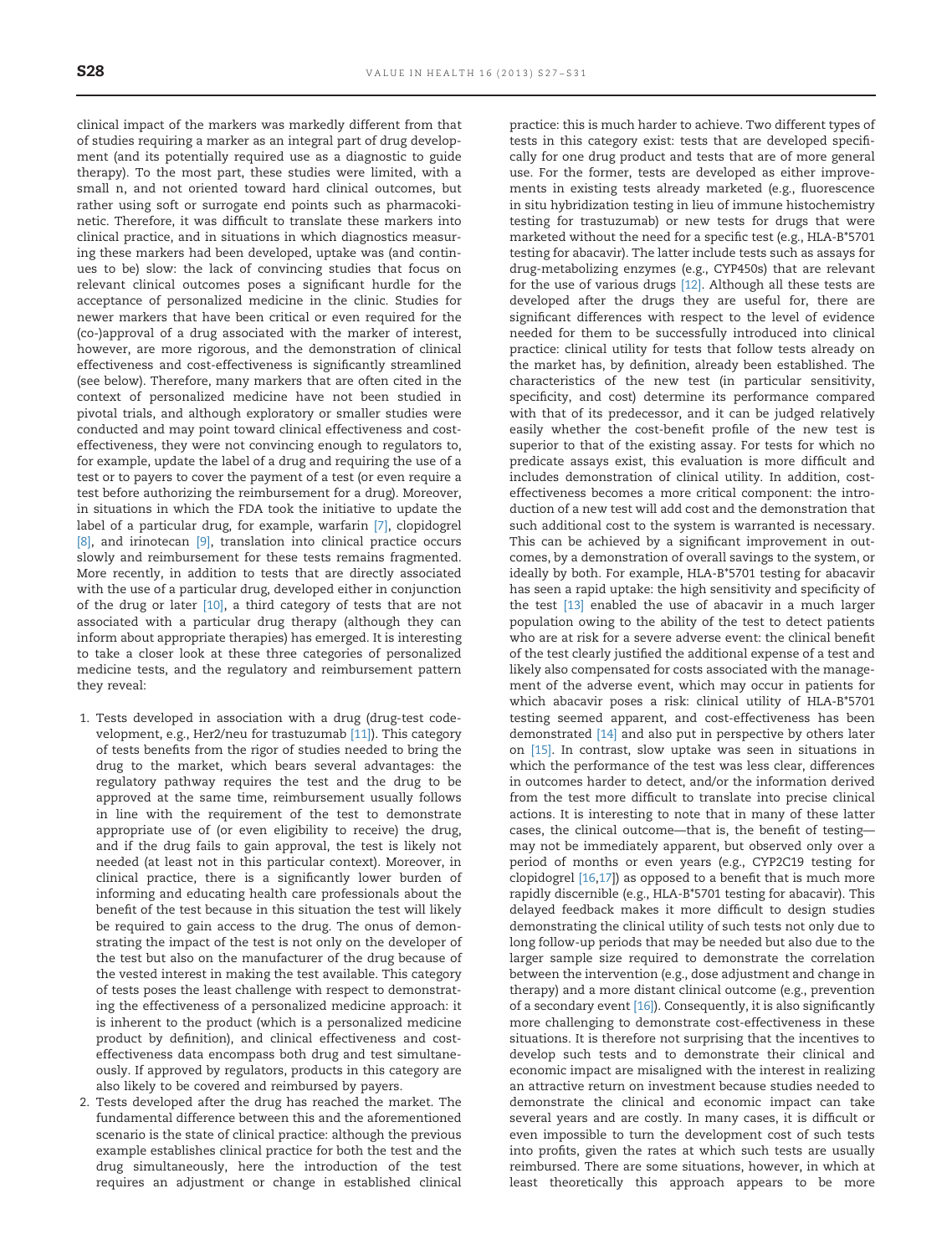clinical impact of the markers was markedly different from that of studies requiring a marker as an integral part of drug development (and its potentially required use as a diagnostic to guide therapy). To the most part, these studies were limited, with a small n, and not oriented toward hard clinical outcomes, but rather using soft or surrogate end points such as pharmacokinetic. Therefore, it was difficult to translate these markers into clinical practice, and in situations in which diagnostics measuring these markers had been developed, uptake was (and continues to be) slow: the lack of convincing studies that focus on relevant clinical outcomes poses a significant hurdle for the acceptance of personalized medicine in the clinic. Studies for newer markers that have been critical or even required for the (co-)approval of a drug associated with the marker of interest, however, are more rigorous, and the demonstration of clinical effectiveness and cost-effectiveness is significantly streamlined (see below). Therefore, many markers that are often cited in the context of personalized medicine have not been studied in pivotal trials, and although exploratory or smaller studies were conducted and may point toward clinical effectiveness and cost-effectiveness, they were not convincing enough to regulators to, for example, update the label of a drug and requiring the use of a test or to payers to cover the payment of a test (or even require a test before authorizing the reimbursement for a drug). Moreover, in situations in which the FDA took the initiative to update the label of a particular drug, for example, warfarin [7], clopidogrel [8], and irinotecan [9], translation into clinical practice occurs slowly and reimbursement for these tests remains fragmented. More recently, in addition to tests that are directly associated with the use of a particular drug, developed either in conjunction of the drug or later [10], a third category of tests that are not associated with a particular drug therapy (although they can inform about appropriate therapies) has emerged. It is interesting to take a closer look at these three categories of personalized medicine tests, and the regulatory and reimbursement pattern they reveal:

1. Tests developed in association with a drug (drug-test codevelopment, e.g., Her2/neu for trastuzumab [11]). This category of tests benefits from the rigor of studies needed to bring the drug to the market, which bears several advantages: the regulatory pathway requires the test and the drug to be approved at the same time, reimbursement usually follows in line with the requirement of the test to demonstrate appropriate use of (or even eligibility to receive) the drug, and if the drug fails to gain approval, the test is likely not needed (at least not in this particular context). Moreover, in clinical practice, there is a significantly lower burden of informing and educating health care professionals about the benefit of the test because in this situation the test will likely be required to gain access to the drug. The onus of demonstrating the impact of the test is not only on the developer of the test but also on the manufacturer of the drug because of the vested interest in making the test available. This category of tests poses the least challenge with respect to demonstrating the effectiveness of a personalized medicine approach: it is inherent to the product (which is a personalized medicine product by definition), and clinical effectiveness and cost-effectiveness data encompass both drug and test simultaneously. If approved by regulators, products in this category are also likely to be covered and reimbursed by payers.
2. Tests developed after the drug has reached the market. The fundamental difference between this and the aforementioned scenario is the state of clinical practice: although the previous example establishes clinical practice for both the test and the drug simultaneously, here the introduction of the test requires an adjustment or change in established clinical practice: this is much harder to achieve. Two different types of tests in this category exist: tests that are developed specifically for one drug product and tests that are of more general use. For the former, tests are developed as either improvements in existing tests already marketed (e.g., fluorescence in situ hybridization testing in lieu of immune histochemistry testing for trastuzumab) or new tests for drugs that were marketed without the need for a specific test (e.g., HLA-B*5701 testing for abacavir). The latter include tests such as assays for drug-metabolizing enzymes (e.g., CYP450s) that are relevant for the use of various drugs [12]. Although all these tests are developed after the drugs they are useful for, there are significant differences with respect to the level of evidence needed for them to be successfully introduced into clinical practice: clinical utility for tests that follow tests already on the market has, by definition, already been established. The characteristics of the new test (in particular sensitivity, specificity, and cost) determine its performance compared with that of its predecessor, and it can be judged relatively easily whether the cost-benefit profile of the new test is superior to that of the existing assay. For tests for which no predicate assays exist, this evaluation is more difficult and includes demonstration of clinical utility. In addition, cost-effectiveness becomes a more critical component: the introduction of a new test will add cost and the demonstration that such additional cost to the system is warranted is necessary. This can be achieved by a significant improvement in outcomes, by a demonstration of overall savings to the system, or ideally by both. For example, HLA-B*5701 testing for abacavir has seen a rapid uptake: the high sensitivity and specificity of the test [13] enabled the use of abacavir in a much larger population owing to the ability of the test to detect patients who are at risk for a severe adverse event: the clinical benefit of the test clearly justified the additional expense of a test and likely also compensated for costs associated with the management of the adverse event, which may occur in patients for which abacavir poses a risk: clinical utility of HLA-B*5701 testing seemed apparent, and cost-effectiveness has been demonstrated [14] and also put in perspective by others later on [15]. In contrast, slow uptake was seen in situations in which the performance of the test was less clear, differences in outcomes harder to detect, and/or the information derived from the test more difficult to translate into precise clinical actions. It is interesting to note that in many of these latter cases, the clinical outcome—that is, the benefit of testing—may not be immediately apparent, but observed only over a period of months or even years (e.g., CYP2C19 testing for clopidogrel [16,17]) as opposed to a benefit that is much more rapidly discernible (e.g., HLA-B*5701 testing for abacavir). This delayed feedback makes it more difficult to design studies demonstrating the clinical utility of such tests not only due to long follow-up periods that may be needed but also due to the larger sample size required to demonstrate the correlation between the intervention (e.g., dose adjustment and change in therapy) and a more distant clinical outcome (e.g., prevention of a secondary event [16]). Consequently, it is also significantly more challenging to demonstrate cost-effectiveness in these situations. It is therefore not surprising that the incentives to develop such tests and to demonstrate their clinical and economic impact are misaligned with the interest in realizing an attractive return on investment because studies needed to demonstrate the clinical and economic impact can take several years and are costly. In many cases, it is difficult or even impossible to turn the development cost of such tests into profits, given the rates at which such tests are usually reimbursed. There are some situations, however, in which at least theoretically this approach appears to be more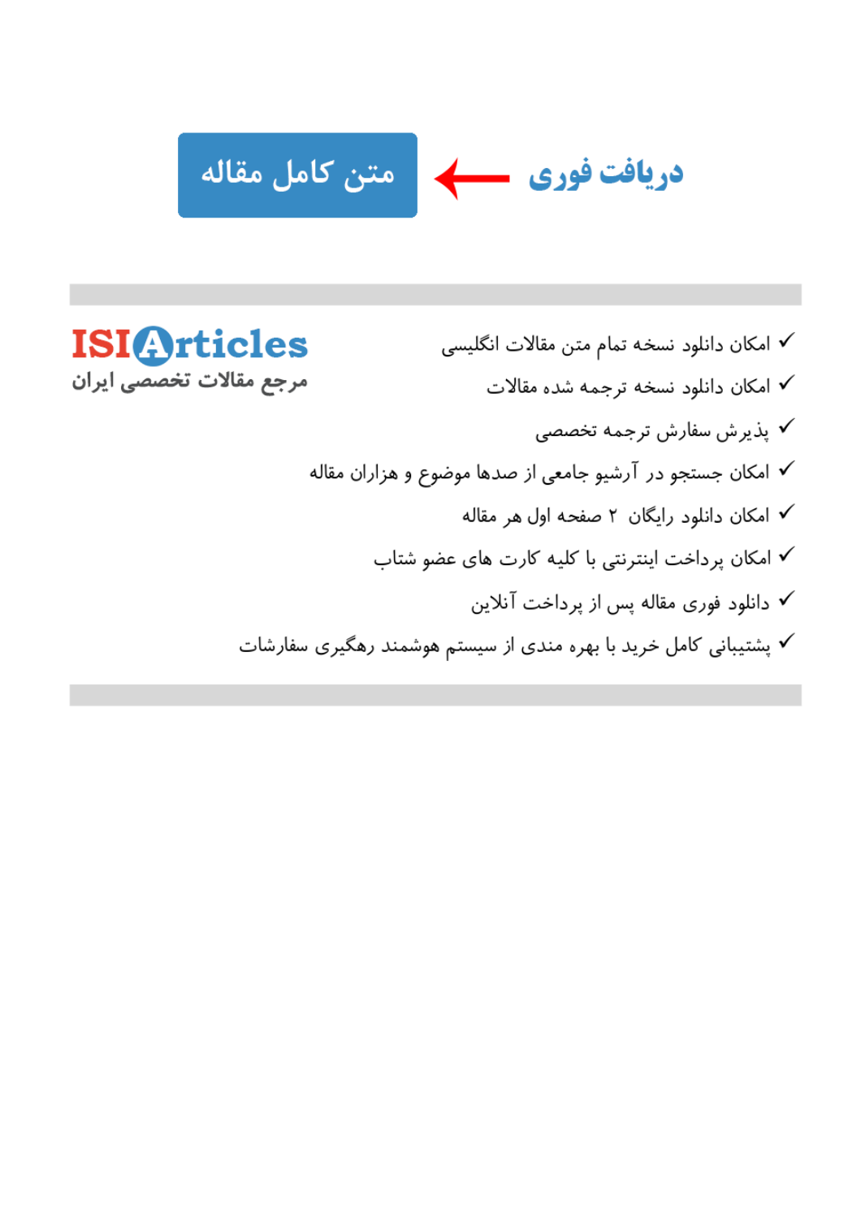**دریافت فوری** ← **متن کامل مقاله**

**ISIArticles**
مرجع مقالات تخصصی ایران

- ✓ امکان دانلود نسخه تمام متن مقالات انگلیسی
- ✓ امکان دانلود نسخه ترجمه شده مقالات
- ✓ پذیرش سفارش ترجمه تخصصی
- ✓ امکان جستجو در آرشیو جامعی از صدها موضوع و هزاران مقاله
- ✓ امکان دانلود رایگان ۲ صفحه اول هر مقاله
- ✓ امکان پرداخت اینترنتی با کلیه کارت های عضو شتاب
- ✓ دانلود فوری مقاله پس از پرداخت آنلاین
- ✓ پشتیبانی کامل خرید با بهره مندی از سیستم هوشمند رهگیری سفارشات